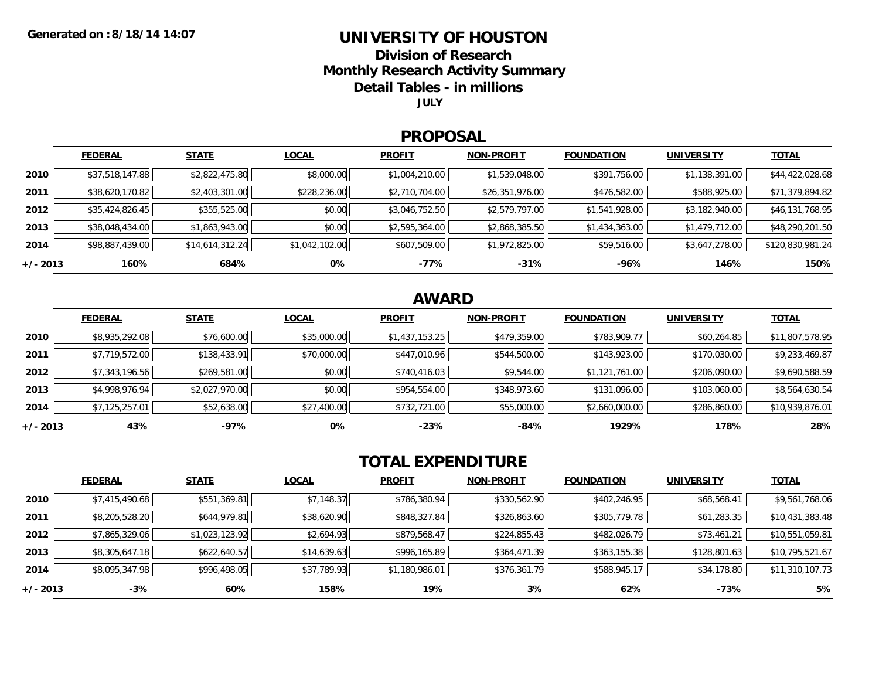**Generated on :8/18/14 14:07**

# UNIVERSITY OF HOUSTON

## Division of Research

## Monthly Research Activity Summary

## Detail Tables - in millions

**JULY**

## PROPOSAL

| | FEDERAL | STATE | LOCAL | PROFIT | NON-PROFIT | FOUNDATION | UNIVERSITY | TOTAL |
|---|---|---|---|---|---|---|---|---|
| 2010 | $37,518,147.88 | $2,822,475.80 | $8,000.00 | $1,004,210.00 | $1,539,048.00 | $391,756.00 | $1,138,391.00 | $44,422,028.68 |
| 2011 | $38,620,170.82 | $2,403,301.00 | $228,236.00 | $2,710,704.00 | $26,351,976.00 | $476,582.00 | $588,925.00 | $71,379,894.82 |
| 2012 | $35,424,826.45 | $355,525.00 | $0.00 | $3,046,752.50 | $2,579,797.00 | $1,541,928.00 | $3,182,940.00 | $46,131,768.95 |
| 2013 | $38,048,434.00 | $1,863,943.00 | $0.00 | $2,595,364.00 | $2,868,385.50 | $1,434,363.00 | $1,479,712.00 | $48,290,201.50 |
| 2014 | $98,887,439.00 | $14,614,312.24 | $1,042,102.00 | $607,509.00 | $1,972,825.00 | $59,516.00 | $3,647,278.00 | $120,830,981.24 |
| +/- 2013 | 160% | 684% | 0% | -77% | -31% | -96% | 146% | 150% |

## AWARD

| | FEDERAL | STATE | LOCAL | PROFIT | NON-PROFIT | FOUNDATION | UNIVERSITY | TOTAL |
|---|---|---|---|---|---|---|---|---|
| 2010 | $8,935,292.08 | $76,600.00 | $35,000.00 | $1,437,153.25 | $479,359.00 | $783,909.77 | $60,264.85 | $11,807,578.95 |
| 2011 | $7,719,572.00 | $138,433.91 | $70,000.00 | $447,010.96 | $544,500.00 | $143,923.00 | $170,030.00 | $9,233,469.87 |
| 2012 | $7,343,196.56 | $269,581.00 | $0.00 | $740,416.03 | $9,544.00 | $1,121,761.00 | $206,090.00 | $9,690,588.59 |
| 2013 | $4,998,976.94 | $2,027,970.00 | $0.00 | $954,554.00 | $348,973.60 | $131,096.00 | $103,060.00 | $8,564,630.54 |
| 2014 | $7,125,257.01 | $52,638.00 | $27,400.00 | $732,721.00 | $55,000.00 | $2,660,000.00 | $286,860.00 | $10,939,876.01 |
| +/- 2013 | 43% | -97% | 0% | -23% | -84% | 1929% | 178% | 28% |

## TOTAL EXPENDITURE

| | FEDERAL | STATE | LOCAL | PROFIT | NON-PROFIT | FOUNDATION | UNIVERSITY | TOTAL |
|---|---|---|---|---|---|---|---|---|
| 2010 | $7,415,490.68 | $551,369.81 | $7,148.37 | $786,380.94 | $330,562.90 | $402,246.95 | $68,568.41 | $9,561,768.06 |
| 2011 | $8,205,528.20 | $644,979.81 | $38,620.90 | $848,327.84 | $326,863.60 | $305,779.78 | $61,283.35 | $10,431,383.48 |
| 2012 | $7,865,329.06 | $1,023,123.92 | $2,694.93 | $879,568.47 | $224,855.43 | $482,026.79 | $73,461.21 | $10,551,059.81 |
| 2013 | $8,305,647.18 | $622,640.57 | $14,639.63 | $996,165.89 | $364,471.39 | $363,155.38 | $128,801.63 | $10,795,521.67 |
| 2014 | $8,095,347.98 | $996,498.05 | $37,789.93 | $1,180,986.01 | $376,361.79 | $588,945.17 | $34,178.80 | $11,310,107.73 |
| +/- 2013 | -3% | 60% | 158% | 19% | 3% | 62% | -73% | 5% |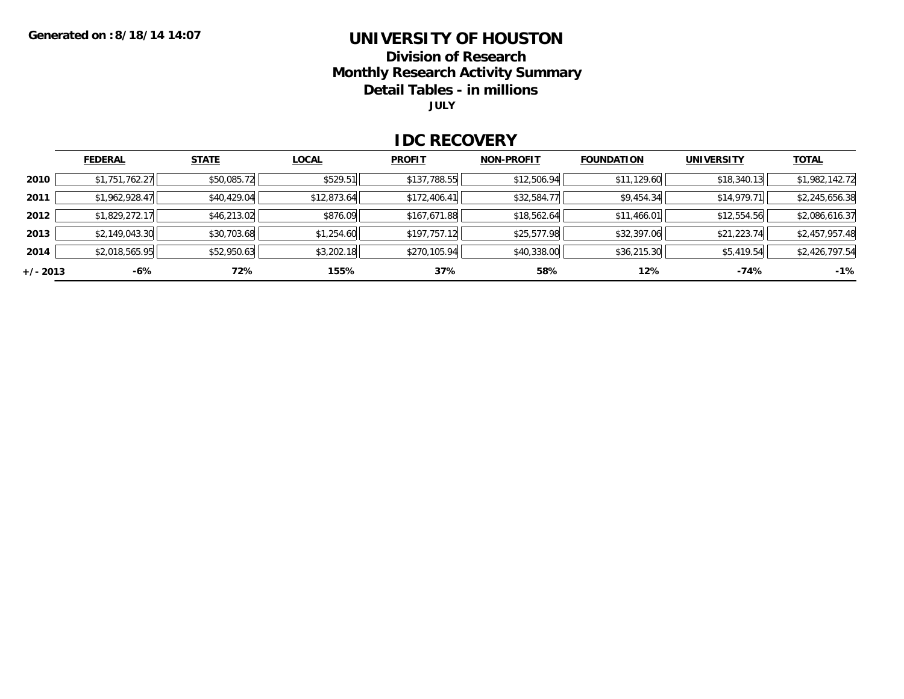**Generated on :8/18/14 14:07**

# UNIVERSITY OF HOUSTON

## Division of Research
## Monthly Research Activity Summary
## Detail Tables - in millions

**JULY**

## IDC RECOVERY

| | FEDERAL | STATE | LOCAL | PROFIT | NON-PROFIT | FOUNDATION | UNIVERSITY | TOTAL |
|---|---|---|---|---|---|---|---|---|
| **2010** | $1,751,762.27 | $50,085.72 | $529.51 | $137,788.55 | $12,506.94 | $11,129.60 | $18,340.13 | $1,982,142.72 |
| **2011** | $1,962,928.47 | $40,429.04 | $12,873.64 | $172,406.41 | $32,584.77 | $9,454.34 | $14,979.71 | $2,245,656.38 |
| **2012** | $1,829,272.17 | $46,213.02 | $876.09 | $167,671.88 | $18,562.64 | $11,466.01 | $12,554.56 | $2,086,616.37 |
| **2013** | $2,149,043.30 | $30,703.68 | $1,254.60 | $197,757.12 | $25,577.98 | $32,397.06 | $21,223.74 | $2,457,957.48 |
| **2014** | $2,018,565.95 | $52,950.63 | $3,202.18 | $270,105.94 | $40,338.00 | $36,215.30 | $5,419.54 | $2,426,797.54 |
| **+/- 2013** | **-6%** | **72%** | **155%** | **37%** | **58%** | **12%** | **-74%** | **-1%** |